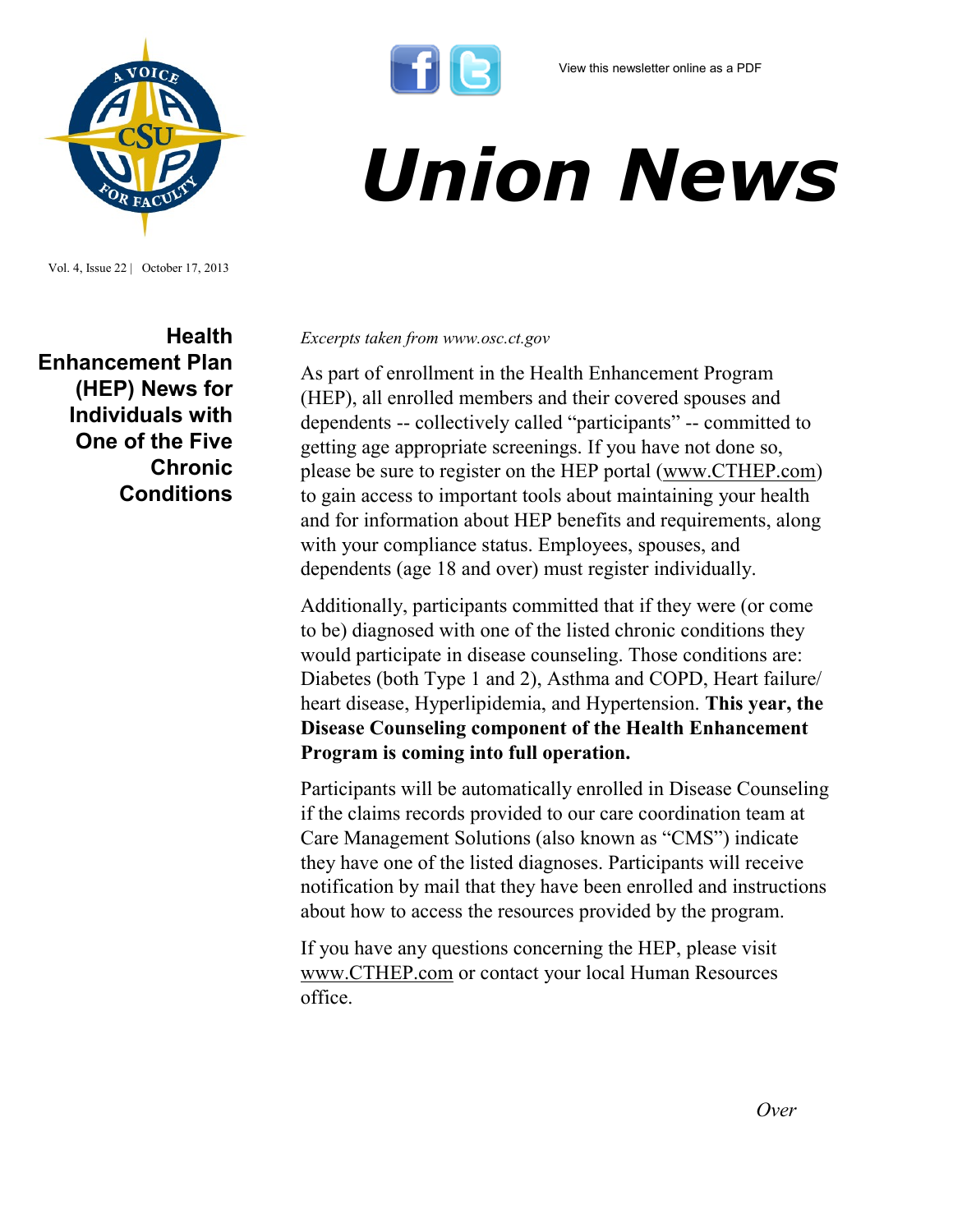View this newsletter online as a PDF

# Union News

Vol. 4, Issue 22 | October 17, 2013

## Health Enhancement Plan (HEP) News for Individuals with One of the Five Chronic Conditions

*Excerpts taken from www.osc.ct.gov*

As part of enrollment in the Health Enhancement Program (HEP), all enrolled members and their covered spouses and dependents -- collectively called "participants" -- committed to getting age appropriate screenings. If you have not done so, please be sure to register on the HEP portal (www.CTHEP.com) to gain access to important tools about maintaining your health and for information about HEP benefits and requirements, along with your compliance status. Employees, spouses, and dependents (age 18 and over) must register individually.

Additionally, participants committed that if they were (or come to be) diagnosed with one of the listed chronic conditions they would participate in disease counseling. Those conditions are: Diabetes (both Type 1 and 2), Asthma and COPD, Heart failure/heart disease, Hyperlipidemia, and Hypertension. **This year, the Disease Counseling component of the Health Enhancement Program is coming into full operation.**

Participants will be automatically enrolled in Disease Counseling if the claims records provided to our care coordination team at Care Management Solutions (also known as "CMS") indicate they have one of the listed diagnoses. Participants will receive notification by mail that they have been enrolled and instructions about how to access the resources provided by the program.

If you have any questions concerning the HEP, please visit www.CTHEP.com or contact your local Human Resources office.

*Over*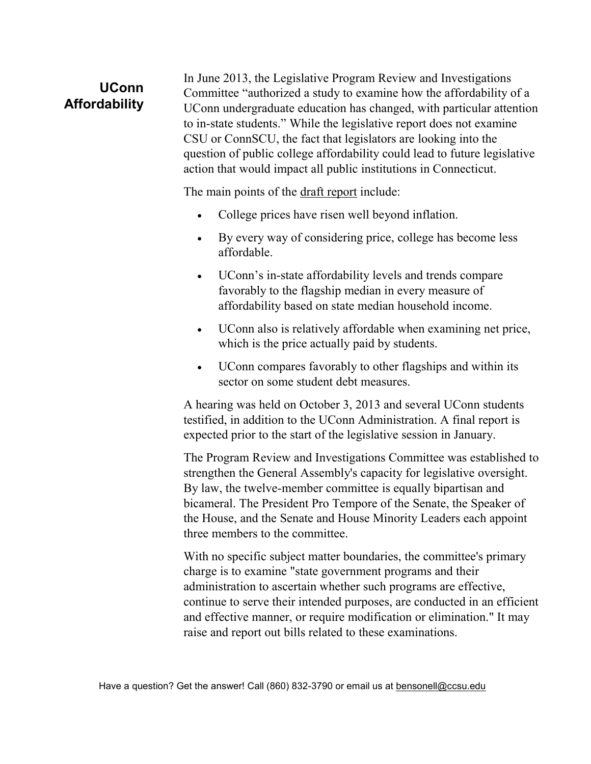## UConn Affordability

In June 2013, the Legislative Program Review and Investigations Committee "authorized a study to examine how the affordability of a UConn undergraduate education has changed, with particular attention to in-state students." While the legislative report does not examine CSU or ConnSCU, the fact that legislators are looking into the question of public college affordability could lead to future legislative action that would impact all public institutions in Connecticut.

The main points of the draft report include:

- College prices have risen well beyond inflation.
- By every way of considering price, college has become less affordable.
- UConn's in-state affordability levels and trends compare favorably to the flagship median in every measure of affordability based on state median household income.
- UConn also is relatively affordable when examining net price, which is the price actually paid by students.
- UConn compares favorably to other flagships and within its sector on some student debt measures.

A hearing was held on October 3, 2013 and several UConn students testified, in addition to the UConn Administration. A final report is expected prior to the start of the legislative session in January.

The Program Review and Investigations Committee was established to strengthen the General Assembly's capacity for legislative oversight. By law, the twelve-member committee is equally bipartisan and bicameral. The President Pro Tempore of the Senate, the Speaker of the House, and the Senate and House Minority Leaders each appoint three members to the committee.

With no specific subject matter boundaries, the committee's primary charge is to examine "state government programs and their administration to ascertain whether such programs are effective, continue to serve their intended purposes, are conducted in an efficient and effective manner, or require modification or elimination." It may raise and report out bills related to these examinations.

Have a question? Get the answer! Call (860) 832-3790 or email us at bensonell@ccsu.edu